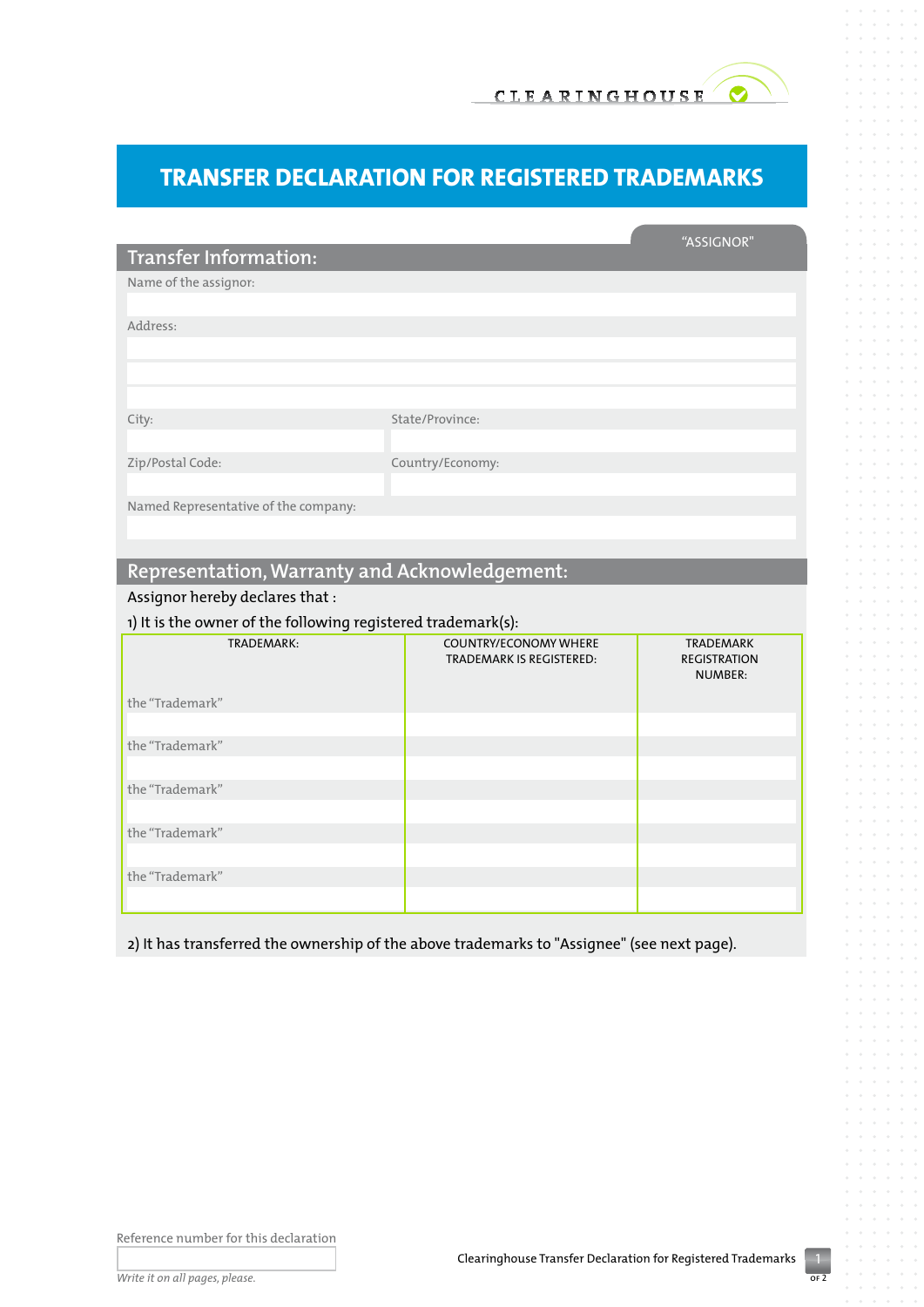CLEARINGHOUSE

# TRANSFER DECLARATION FOR REGISTERED TRADEMARKS

"ASSIGNOR"

## Transfer Information:

Name of the assignor:

Address:

City:

State/Province:

Zip/Postal Code:

Country/Economy:

Named Representative of the company:

## Representation, Warranty and Acknowledgement:

Assignor hereby declares that :

1) It is the owner of the following registered trademark(s):

| TRADEMARK: | COUNTRY/ECONOMY WHERE TRADEMARK IS REGISTERED: | TRADEMARK REGISTRATION NUMBER: |
|---|---|---|
| the "Trademark" | | |
| the "Trademark" | | |
| the "Trademark" | | |
| the "Trademark" | | |
| the "Trademark" | | |

2) It has transferred the ownership of the above trademarks to "Assignee" (see next page).

Reference number for this declaration

*Write it on all pages, please.*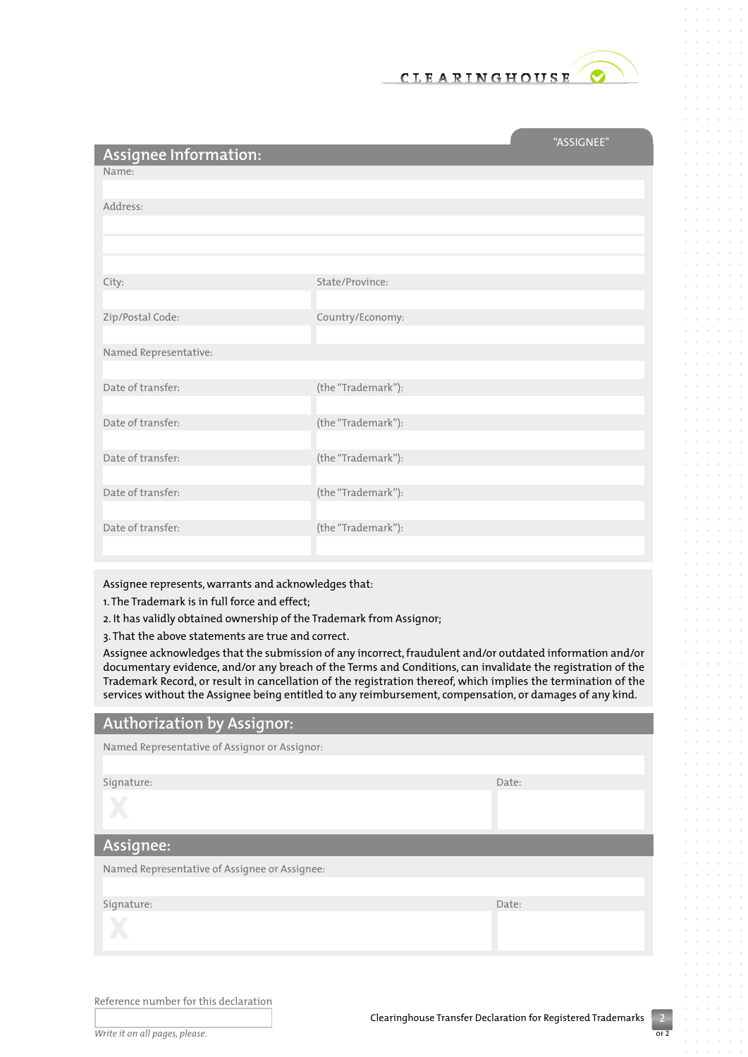CLEARINGHOUSE

"ASSIGNEE"

## Assignee Information:

Name:

Address:

| | |
|---|---|
| City: | State/Province: |
| Zip/Postal Code: | Country/Economy: |

Named Representative:

| | |
|---|---|
| Date of transfer: | (the "Trademark"): |
| Date of transfer: | (the "Trademark"): |
| Date of transfer: | (the "Trademark"): |
| Date of transfer: | (the "Trademark"): |
| Date of transfer: | (the "Trademark"): |

Assignee represents, warrants and acknowledges that:

1. The Trademark is in full force and effect;
2. It has validly obtained ownership of the Trademark from Assignor;
3. That the above statements are true and correct.

Assignee acknowledges that the submission of any incorrect, fraudulent and/or outdated information and/or documentary evidence, and/or any breach of the Terms and Conditions, can invalidate the registration of the Trademark Record, or result in cancellation of the registration thereof, which implies the termination of the services without the Assignee being entitled to any reimbursement, compensation, or damages of any kind.

## Authorization by Assignor:

Named Representative of Assignor or Assignor:

| | |
|---|---|
| Signature: X | Date: |

## Assignee:

Named Representative of Assignee or Assignee:

| | |
|---|---|
| Signature: X | Date: |

Reference number for this declaration

*Write it on all pages, please.*

Clearinghouse Transfer Declaration for Registered Trademarks